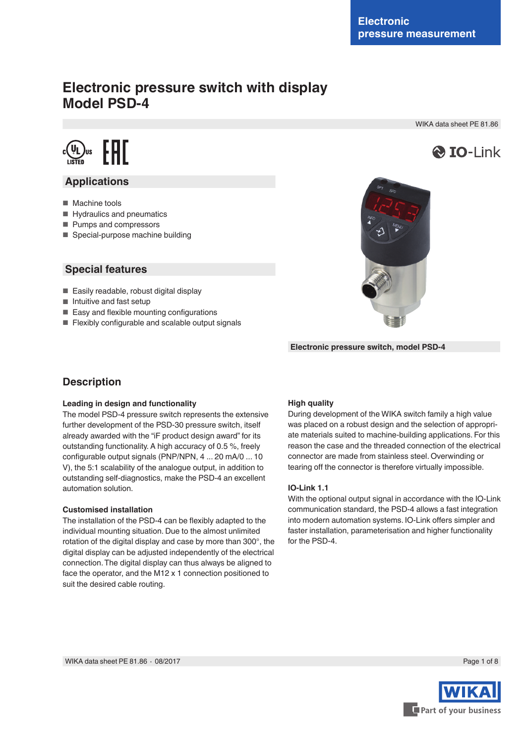Electronic pressure measurement

# Electronic pressure switch with display
# Model PSD-4

WIKA data sheet PE 81.86

## Applications

- Machine tools
- Hydraulics and pneumatics
- Pumps and compressors
- Special-purpose machine building

## Special features

- Easily readable, robust digital display
- Intuitive and fast setup
- Easy and flexible mounting configurations
- Flexibly configurable and scalable output signals

Electronic pressure switch, model PSD-4

## Description

### Leading in design and functionality

The model PSD-4 pressure switch represents the extensive further development of the PSD-30 pressure switch, itself already awarded with the "iF product design award" for its outstanding functionality. A high accuracy of 0.5 %, freely configurable output signals (PNP/NPN, 4 ... 20 mA/0 ... 10 V), the 5:1 scalability of the analogue output, in addition to outstanding self-diagnostics, make the PSD-4 an excellent automation solution.

### Customised installation

The installation of the PSD-4 can be flexibly adapted to the individual mounting situation. Due to the almost unlimited rotation of the digital display and case by more than 300°, the digital display can be adjusted independently of the electrical connection. The digital display can thus always be aligned to face the operator, and the M12 x 1 connection positioned to suit the desired cable routing.

### High quality

During development of the WIKA switch family a high value was placed on a robust design and the selection of appropriate materials suited to machine-building applications. For this reason the case and the threaded connection of the electrical connector are made from stainless steel. Overwinding or tearing off the connector is therefore virtually impossible.

### IO-Link 1.1

With the optional output signal in accordance with the IO-Link communication standard, the PSD-4 allows a fast integration into modern automation systems. IO-Link offers simpler and faster installation, parameterisation and higher functionality for the PSD-4.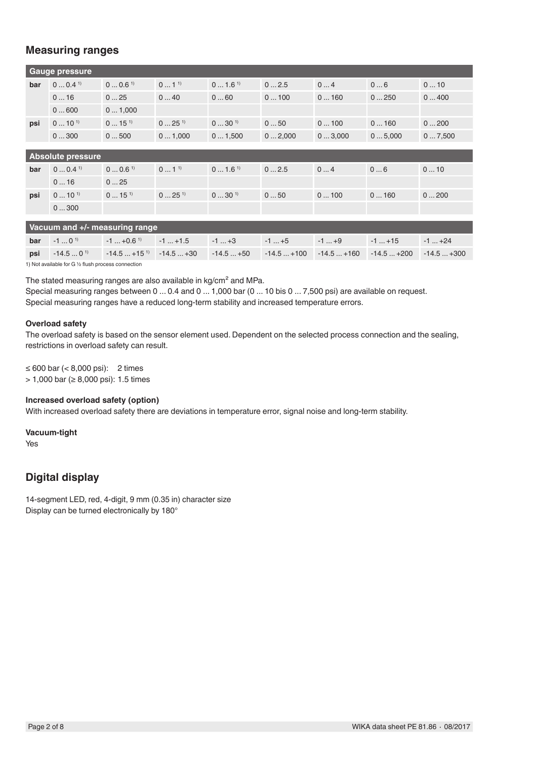## Measuring ranges

| Gauge pressure | | | | | | | | |
|---|---|---|---|---|---|---|---|---|
| bar | 0 ... 0.4 [1] | 0 ... 0.6 [1] | 0 ... 1 [1] | 0 ... 1.6 [1] | 0 ... 2.5 | 0 ... 4 | 0 ... 6 | 0 ... 10 |
| | 0 ... 16 | 0 ... 25 | 0 ... 40 | 0 ... 60 | 0 ... 100 | 0 ... 160 | 0 ... 250 | 0 ... 400 |
| | 0 ... 600 | 0 ... 1,000 | | | | | | |
| psi | 0 ... 10 [1] | 0 ... 15 [1] | 0 ... 25 [1] | 0 ... 30 [1] | 0 ... 50 | 0 ... 100 | 0 ... 160 | 0 ... 200 |
| | 0 ... 300 | 0 ... 500 | 0 ... 1,000 | 0 ... 1,500 | 0 ... 2,000 | 0 ... 3,000 | 0 ... 5,000 | 0 ... 7,500 |

| Absolute pressure | | | | | | | | |
|---|---|---|---|---|---|---|---|---|
| bar | 0 ... 0.4 [1] | 0 ... 0.6 [1] | 0 ... 1 [1] | 0 ... 1.6 [1] | 0 ... 2.5 | 0 ... 4 | 0 ... 6 | 0 ... 10 |
| | 0 ... 16 | 0 ... 25 | | | | | | |
| psi | 0 ... 10 [1] | 0 ... 15 [1] | 0 ... 25 [1] | 0 ... 30 [1] | 0 ... 50 | 0 ... 100 | 0 ... 160 | 0 ... 200 |
| | 0 ... 300 | | | | | | | |

| Vacuum and +/- measuring range | | | | | | | | |
|---|---|---|---|---|---|---|---|---|
| bar | -1 ... 0 [1] | -1 ... +0.6 [1] | -1 ... +1.5 | -1 ... +3 | -1 ... +5 | -1 ... +9 | -1 ... +15 | -1 ... +24 |
| psi | -14.5 ... 0 [1] | -14.5 ... +15 [1] | -14.5 ... +30 | -14.5 ... +50 | -14.5 ... +100 | -14.5 ... +160 | -14.5 ... +200 | -14.5 ... +300 |

1) Not available for G ½ flush process connection

The stated measuring ranges are also available in kg/cm² and MPa.
Special measuring ranges between 0 ... 0.4 and 0 ... 1,000 bar (0 ... 10 bis 0 ... 7,500 psi) are available on request.
Special measuring ranges have a reduced long-term stability and increased temperature errors.

**Overload safety**

The overload safety is based on the sensor element used. Dependent on the selected process connection and the sealing, restrictions in overload safety can result.

≤ 600 bar (< 8,000 psi): 2 times
> 1,000 bar (≥ 8,000 psi): 1.5 times

**Increased overload safety (option)**

With increased overload safety there are deviations in temperature error, signal noise and long-term stability.

**Vacuum-tight**

Yes

## Digital display

14-segment LED, red, 4-digit, 9 mm (0.35 in) character size
Display can be turned electronically by 180°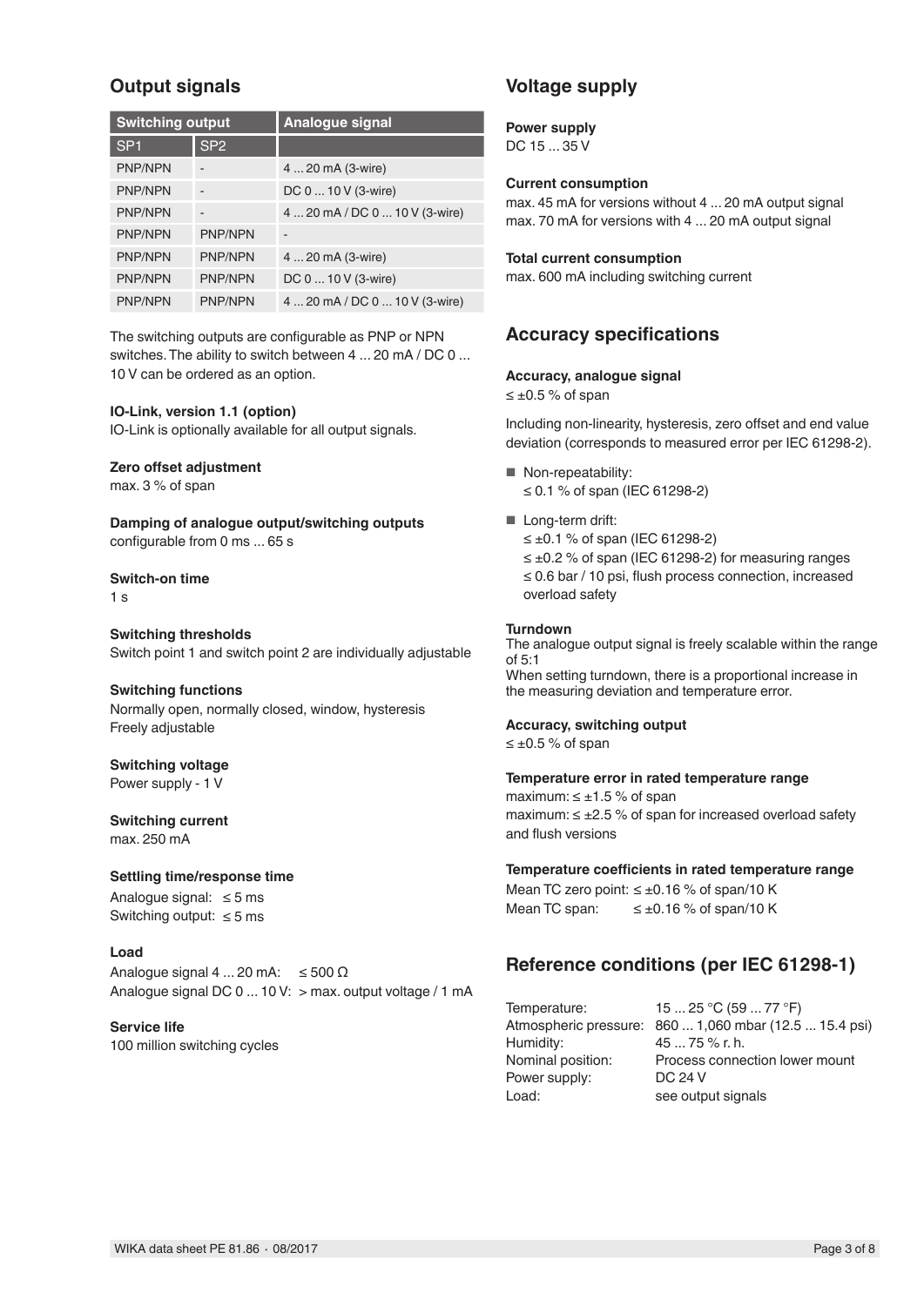## Output signals

| Switching output | | Analogue signal |
|---|---|---|
| SP1 | SP2 | |
| PNP/NPN | - | 4 ... 20 mA (3-wire) |
| PNP/NPN | - | DC 0 ... 10 V (3-wire) |
| PNP/NPN | - | 4 ... 20 mA / DC 0 ... 10 V (3-wire) |
| PNP/NPN | PNP/NPN | - |
| PNP/NPN | PNP/NPN | 4 ... 20 mA (3-wire) |
| PNP/NPN | PNP/NPN | DC 0 ... 10 V (3-wire) |
| PNP/NPN | PNP/NPN | 4 ... 20 mA / DC 0 ... 10 V (3-wire) |

The switching outputs are configurable as PNP or NPN switches. The ability to switch between 4 ... 20 mA / DC 0 ... 10 V can be ordered as an option.

**IO-Link, version 1.1 (option)**
IO-Link is optionally available for all output signals.

**Zero offset adjustment**
max. 3 % of span

**Damping of analogue output/switching outputs**
configurable from 0 ms ... 65 s

**Switch-on time**
1 s

**Switching thresholds**
Switch point 1 and switch point 2 are individually adjustable

**Switching functions**
Normally open, normally closed, window, hysteresis
Freely adjustable

**Switching voltage**
Power supply - 1 V

**Switching current**
max. 250 mA

**Settling time/response time**
Analogue signal: ≤ 5 ms
Switching output: ≤ 5 ms

**Load**
Analogue signal 4 ... 20 mA: ≤ 500 Ω
Analogue signal DC 0 ... 10 V: > max. output voltage / 1 mA

**Service life**
100 million switching cycles

## Voltage supply

**Power supply**
DC 15 ... 35 V

**Current consumption**
max. 45 mA for versions without 4 ... 20 mA output signal
max. 70 mA for versions with 4 ... 20 mA output signal

**Total current consumption**
max. 600 mA including switching current

## Accuracy specifications

**Accuracy, analogue signal**
≤ ±0.5 % of span

Including non-linearity, hysteresis, zero offset and end value deviation (corresponds to measured error per IEC 61298-2).

- Non-repeatability:
  ≤ 0.1 % of span (IEC 61298-2)
- Long-term drift:
  ≤ ±0.1 % of span (IEC 61298-2)
  ≤ ±0.2 % of span (IEC 61298-2) for measuring ranges ≤ 0.6 bar / 10 psi, flush process connection, increased overload safety

**Turndown**
The analogue output signal is freely scalable within the range of 5:1
When setting turndown, there is a proportional increase in the measuring deviation and temperature error.

**Accuracy, switching output**
≤ ±0.5 % of span

**Temperature error in rated temperature range**
maximum: ≤ ±1.5 % of span
maximum: ≤ ±2.5 % of span for increased overload safety and flush versions

**Temperature coefficients in rated temperature range**
Mean TC zero point: ≤ ±0.16 % of span/10 K
Mean TC span: ≤ ±0.16 % of span/10 K

## Reference conditions (per IEC 61298-1)

| | |
|---|---|
| Temperature: | 15 ... 25 °C (59 ... 77 °F) |
| Atmospheric pressure: | 860 ... 1,060 mbar (12.5 ... 15.4 psi) |
| Humidity: | 45 ... 75 % r. h. |
| Nominal position: | Process connection lower mount |
| Power supply: | DC 24 V |
| Load: | see output signals |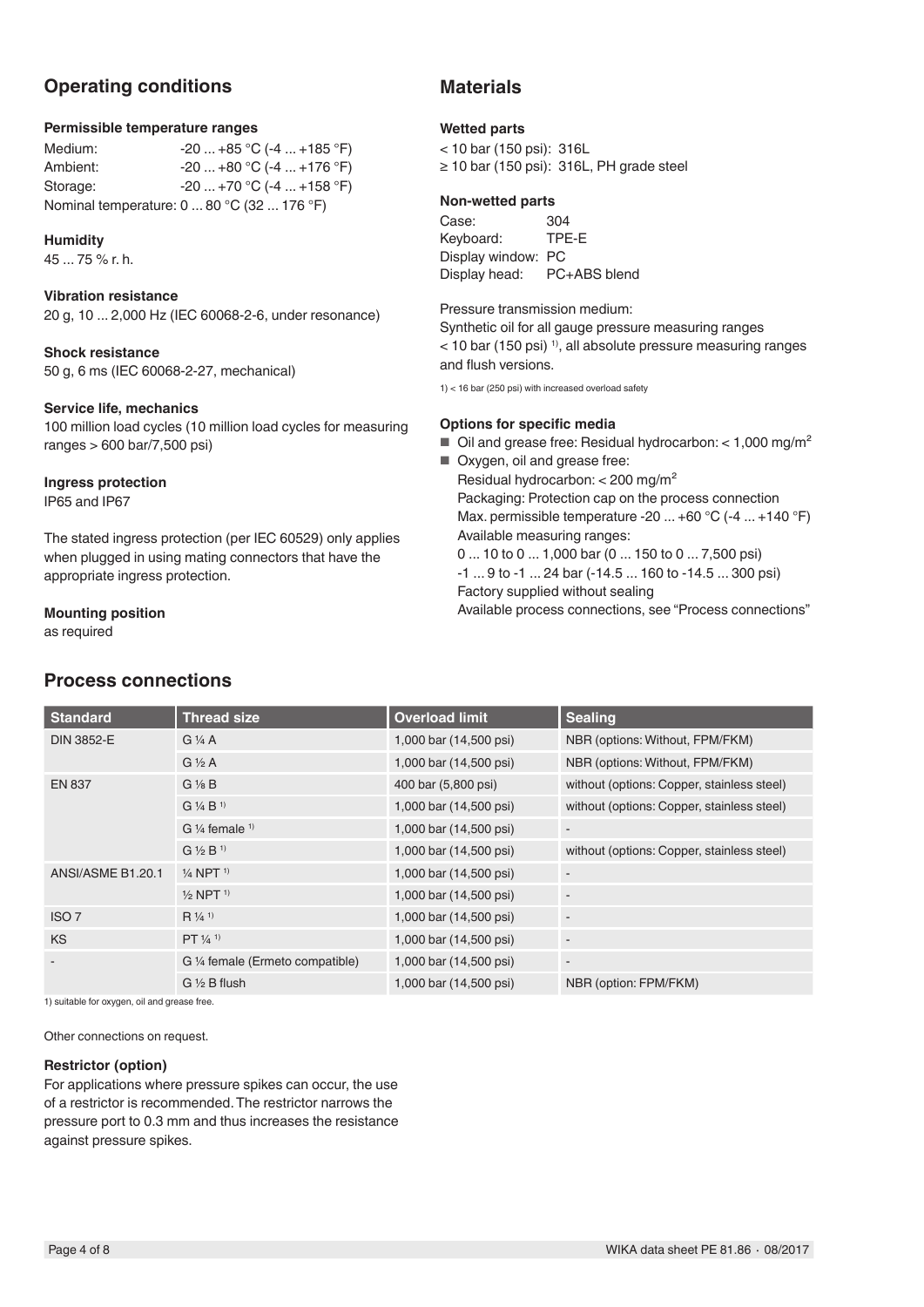## Operating conditions

### Permissible temperature ranges

Medium: -20 ... +85 °C (-4 ... +185 °F)
Ambient: -20 ... +80 °C (-4 ... +176 °F)
Storage: -20 ... +70 °C (-4 ... +158 °F)
Nominal temperature: 0 ... 80 °C (32 ... 176 °F)

### Humidity

45 ... 75 % r. h.

### Vibration resistance

20 g, 10 ... 2,000 Hz (IEC 60068-2-6, under resonance)

### Shock resistance

50 g, 6 ms (IEC 60068-2-27, mechanical)

### Service life, mechanics

100 million load cycles (10 million load cycles for measuring ranges > 600 bar/7,500 psi)

### Ingress protection

IP65 and IP67

The stated ingress protection (per IEC 60529) only applies when plugged in using mating connectors that have the appropriate ingress protection.

### Mounting position

as required

## Materials

### Wetted parts

< 10 bar (150 psi): 316L
≥ 10 bar (150 psi): 316L, PH grade steel

### Non-wetted parts

Case: 304
Keyboard: TPE-E
Display window: PC
Display head: PC+ABS blend

Pressure transmission medium:
Synthetic oil for all gauge pressure measuring ranges < 10 bar (150 psi) [1], all absolute pressure measuring ranges and flush versions.

1) < 16 bar (250 psi) with increased overload safety

### Options for specific media

- Oil and grease free: Residual hydrocarbon: < 1,000 mg/m²
- Oxygen, oil and grease free:
  Residual hydrocarbon: < 200 mg/m²
  Packaging: Protection cap on the process connection
  Max. permissible temperature -20 ... +60 °C (-4 ... +140 °F)
  Available measuring ranges:
  0 ... 10 to 0 ... 1,000 bar (0 ... 150 to 0 ... 7,500 psi)
  -1 ... 9 to -1 ... 24 bar (-14.5 ... 160 to -14.5 ... 300 psi)
  Factory supplied without sealing
  Available process connections, see "Process connections"

## Process connections

| Standard | Thread size | Overload limit | Sealing |
|---|---|---|---|
| DIN 3852-E | G ¼ A | 1,000 bar (14,500 psi) | NBR (options: Without, FPM/FKM) |
| | G ½ A | 1,000 bar (14,500 psi) | NBR (options: Without, FPM/FKM) |
| EN 837 | G ⅛ B | 400 bar (5,800 psi) | without (options: Copper, stainless steel) |
| | G ¼ B [1] | 1,000 bar (14,500 psi) | without (options: Copper, stainless steel) |
| | G ¼ female [1] | 1,000 bar (14,500 psi) | - |
| | G ½ B [1] | 1,000 bar (14,500 psi) | without (options: Copper, stainless steel) |
| ANSI/ASME B1.20.1 | ¼ NPT [1] | 1,000 bar (14,500 psi) | - |
| | ½ NPT [1] | 1,000 bar (14,500 psi) | - |
| ISO 7 | R ¼ [1] | 1,000 bar (14,500 psi) | - |
| KS | PT ¼ [1] | 1,000 bar (14,500 psi) | - |
| - | G ¼ female (Ermeto compatible) | 1,000 bar (14,500 psi) | - |
| | G ½ B flush | 1,000 bar (14,500 psi) | NBR (option: FPM/FKM) |

1) suitable for oxygen, oil and grease free.

Other connections on request.

### Restrictor (option)

For applications where pressure spikes can occur, the use of a restrictor is recommended. The restrictor narrows the pressure port to 0.3 mm and thus increases the resistance against pressure spikes.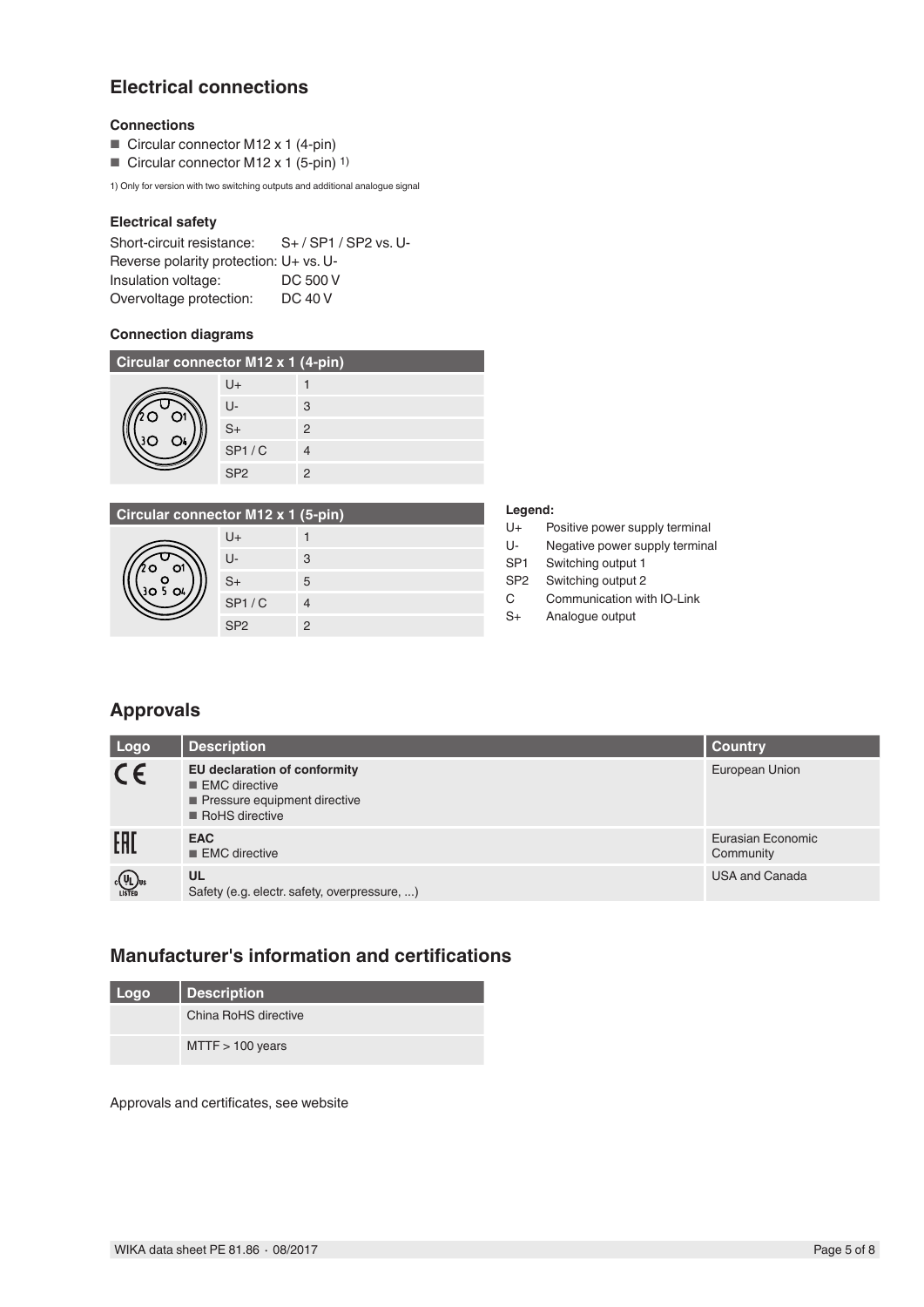## Electrical connections

### Connections

- Circular connector M12 x 1 (4-pin)
- Circular connector M12 x 1 (5-pin) [1)]

1) Only for version with two switching outputs and additional analogue signal

### Electrical safety

| | |
|---|---|
| Short-circuit resistance: | S+ / SP1 / SP2 vs. U- |
| Reverse polarity protection: | U+ vs. U- |
| Insulation voltage: | DC 500 V |
| Overvoltage protection: | DC 40 V |

### Connection diagrams

| Circular connector M12 x 1 (4-pin) | |
|---|---|
| U+ | 1 |
| U- | 3 |
| S+ | 2 |
| SP1 / C | 4 |
| SP2 | 2 |

| Circular connector M12 x 1 (5-pin) | |
|---|---|
| U+ | 1 |
| U- | 3 |
| S+ | 5 |
| SP1 / C | 4 |
| SP2 | 2 |

**Legend:**

| | |
|---|---|
| U+ | Positive power supply terminal |
| U- | Negative power supply terminal |
| SP1 | Switching output 1 |
| SP2 | Switching output 2 |
| C | Communication with IO-Link |
| S+ | Analogue output |

## Approvals

| Logo | Description | Country |
|---|---|---|
| CE | **EU declaration of conformity**<br>- EMC directive<br>- Pressure equipment directive<br>- RoHS directive | European Union |
| EAC | **EAC**<br>- EMC directive | Eurasian Economic Community |
| UL | **UL**<br>Safety (e.g. electr. safety, overpressure, ...) | USA and Canada |

## Manufacturer's information and certifications

| Logo | Description |
|---|---|
| | China RoHS directive |
| | MTTF > 100 years |

Approvals and certificates, see website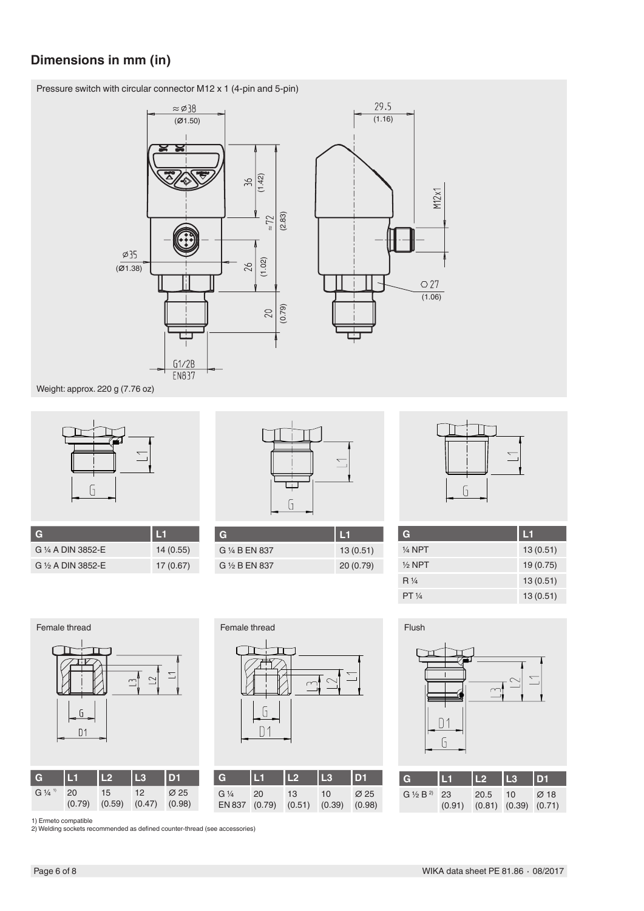## Dimensions in mm (in)

Pressure switch with circular connector M12 x 1 (4-pin and 5-pin)

≈ Ø38 (Ø1.50)

29.5 (1.16)

36 (1.42)

≈ 72 (2.83)

M12x1

Ø35 (Ø1.38)

26 (1.02)

⬡ 27 (1.06)

20 (0.79)

G1/2B EN837

Weight: approx. 220 g (7.76 oz)

| G | L1 |
|---|---|
| G ¼ A DIN 3852-E | 14 (0.55) |
| G ½ A DIN 3852-E | 17 (0.67) |

| G | L1 |
|---|---|
| G ¼ B EN 837 | 13 (0.51) |
| G ½ B EN 837 | 20 (0.79) |

| G | L1 |
|---|---|
| ¼ NPT | 13 (0.51) |
| ½ NPT | 19 (0.75) |
| R ¼ | 13 (0.51) |
| PT ¼ | 13 (0.51) |

Female thread

| G | L1 | L2 | L3 | D1 |
|---|---|---|---|---|
| G ¼ [1] | 20 (0.79) | 15 (0.59) | 12 (0.47) | Ø 25 (0.98) |

Female thread

| G | L1 | L2 | L3 | D1 |
|---|---|---|---|---|
| G ¼ EN 837 | 20 (0.79) | 13 (0.51) | 10 (0.39) | Ø 25 (0.98) |

Flush

| G | L1 | L2 | L3 | D1 |
|---|---|---|---|---|
| G ½ B [2] | 23 (0.91) | 20.5 (0.81) | 10 (0.39) | Ø 18 (0.71) |

1) Ermeto compatible
2) Welding sockets recommended as defined counter-thread (see accessories)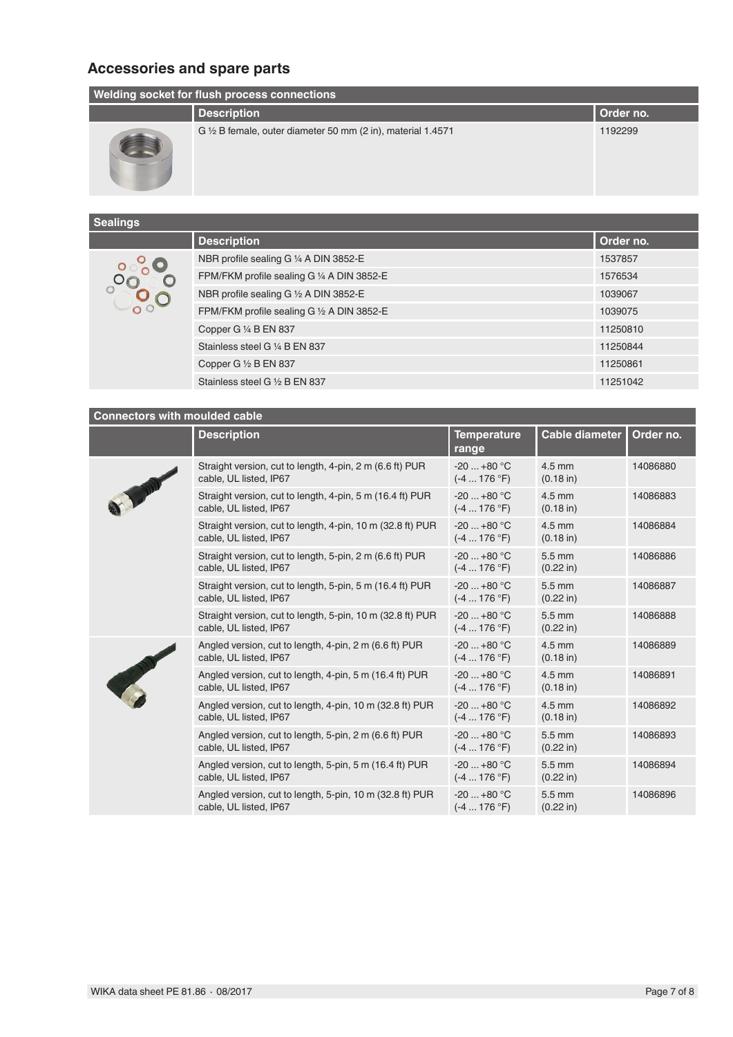## Accessories and spare parts

| Welding socket for flush process connections | | |
|---|---|---|
| | **Description** | **Order no.** |
| | G ½ B female, outer diameter 50 mm (2 in), material 1.4571 | 1192299 |

| Sealings | | |
|---|---|---|
| | **Description** | **Order no.** |
| | NBR profile sealing G ¼ A DIN 3852-E | 1537857 |
| | FPM/FKM profile sealing G ¼ A DIN 3852-E | 1576534 |
| | NBR profile sealing G ½ A DIN 3852-E | 1039067 |
| | FPM/FKM profile sealing G ½ A DIN 3852-E | 1039075 |
| | Copper G ¼ B EN 837 | 11250810 |
| | Stainless steel G ¼ B EN 837 | 11250844 |
| | Copper G ½ B EN 837 | 11250861 |
| | Stainless steel G ½ B EN 837 | 11251042 |

| Connectors with moulded cable | | | | |
|---|---|---|---|---|
| | **Description** | **Temperature range** | **Cable diameter** | **Order no.** |
| | Straight version, cut to length, 4-pin, 2 m (6.6 ft) PUR cable, UL listed, IP67 | -20 ... +80 °C (-4 ... 176 °F) | 4.5 mm (0.18 in) | 14086880 |
| | Straight version, cut to length, 4-pin, 5 m (16.4 ft) PUR cable, UL listed, IP67 | -20 ... +80 °C (-4 ... 176 °F) | 4.5 mm (0.18 in) | 14086883 |
| | Straight version, cut to length, 4-pin, 10 m (32.8 ft) PUR cable, UL listed, IP67 | -20 ... +80 °C (-4 ... 176 °F) | 4.5 mm (0.18 in) | 14086884 |
| | Straight version, cut to length, 5-pin, 2 m (6.6 ft) PUR cable, UL listed, IP67 | -20 ... +80 °C (-4 ... 176 °F) | 5.5 mm (0.22 in) | 14086886 |
| | Straight version, cut to length, 5-pin, 5 m (16.4 ft) PUR cable, UL listed, IP67 | -20 ... +80 °C (-4 ... 176 °F) | 5.5 mm (0.22 in) | 14086887 |
| | Straight version, cut to length, 5-pin, 10 m (32.8 ft) PUR cable, UL listed, IP67 | -20 ... +80 °C (-4 ... 176 °F) | 5.5 mm (0.22 in) | 14086888 |
| | Angled version, cut to length, 4-pin, 2 m (6.6 ft) PUR cable, UL listed, IP67 | -20 ... +80 °C (-4 ... 176 °F) | 4.5 mm (0.18 in) | 14086889 |
| | Angled version, cut to length, 4-pin, 5 m (16.4 ft) PUR cable, UL listed, IP67 | -20 ... +80 °C (-4 ... 176 °F) | 4.5 mm (0.18 in) | 14086891 |
| | Angled version, cut to length, 4-pin, 10 m (32.8 ft) PUR cable, UL listed, IP67 | -20 ... +80 °C (-4 ... 176 °F) | 4.5 mm (0.18 in) | 14086892 |
| | Angled version, cut to length, 5-pin, 2 m (6.6 ft) PUR cable, UL listed, IP67 | -20 ... +80 °C (-4 ... 176 °F) | 5.5 mm (0.22 in) | 14086893 |
| | Angled version, cut to length, 5-pin, 5 m (16.4 ft) PUR cable, UL listed, IP67 | -20 ... +80 °C (-4 ... 176 °F) | 5.5 mm (0.22 in) | 14086894 |
| | Angled version, cut to length, 5-pin, 10 m (32.8 ft) PUR cable, UL listed, IP67 | -20 ... +80 °C (-4 ... 176 °F) | 5.5 mm (0.22 in) | 14086896 |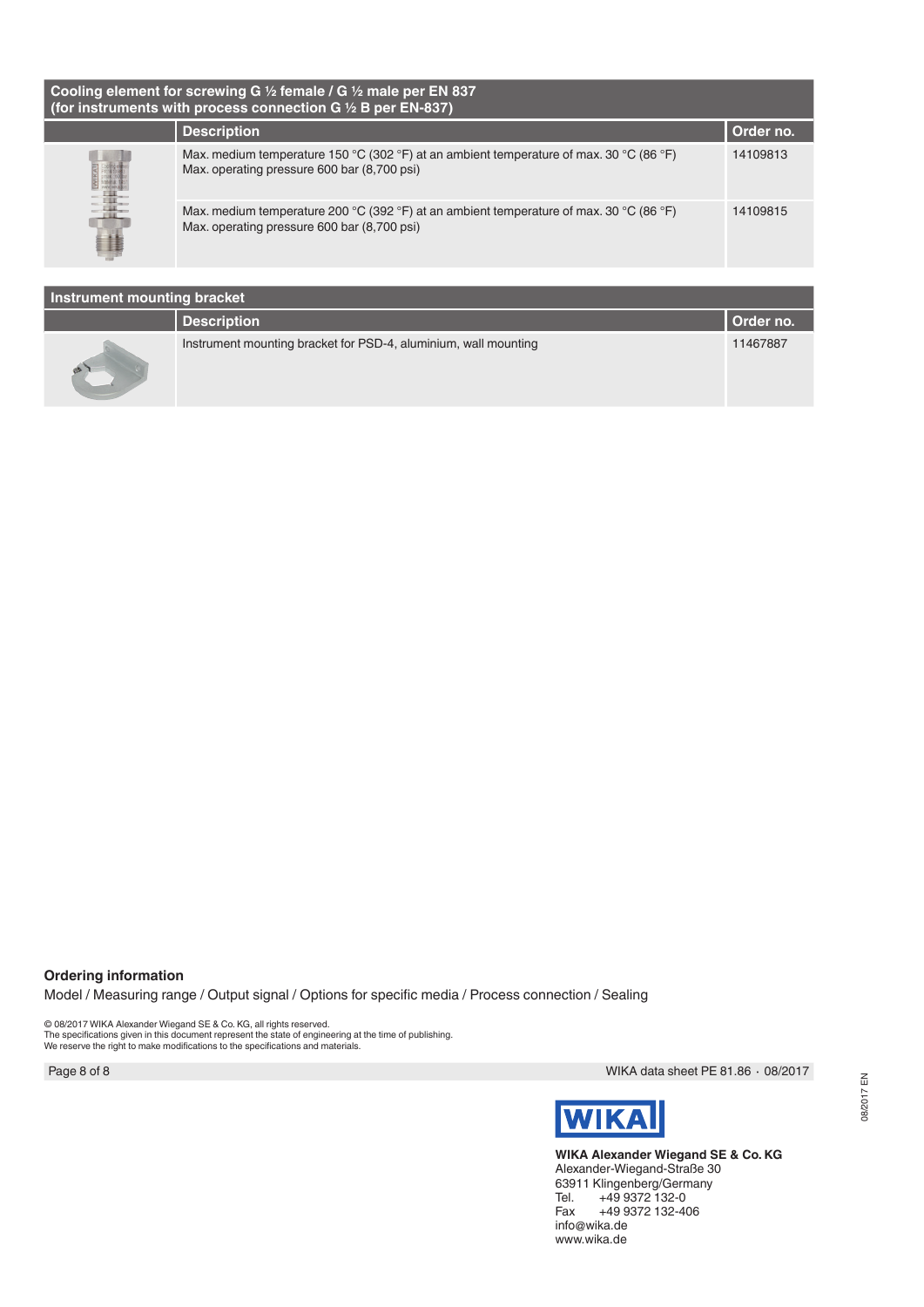### Cooling element for screwing G ½ female / G ½ male per EN 837 (for instruments with process connection G ½ B per EN-837)

| | Description | Order no. |
|---|---|---|
| | Max. medium temperature 150 °C (302 °F) at an ambient temperature of max. 30 °C (86 °F)<br>Max. operating pressure 600 bar (8,700 psi) | 14109813 |
| | Max. medium temperature 200 °C (392 °F) at an ambient temperature of max. 30 °C (86 °F)<br>Max. operating pressure 600 bar (8,700 psi) | 14109815 |

### Instrument mounting bracket

| | Description | Order no. |
|---|---|---|
| | Instrument mounting bracket for PSD-4, aluminium, wall mounting | 11467887 |

**Ordering information**

Model / Measuring range / Output signal / Options for specific media / Process connection / Sealing

© 08/2017 WIKA Alexander Wiegand SE & Co. KG, all rights reserved.
The specifications given in this document represent the state of engineering at the time of publishing.
We reserve the right to make modifications to the specifications and materials.

WIKA data sheet PE 81.86 · 08/2017

**WIKA Alexander Wiegand SE & Co. KG**
Alexander-Wiegand-Straße 30
63911 Klingenberg/Germany
Tel. +49 9372 132-0
Fax +49 9372 132-406
info@wika.de
www.wika.de